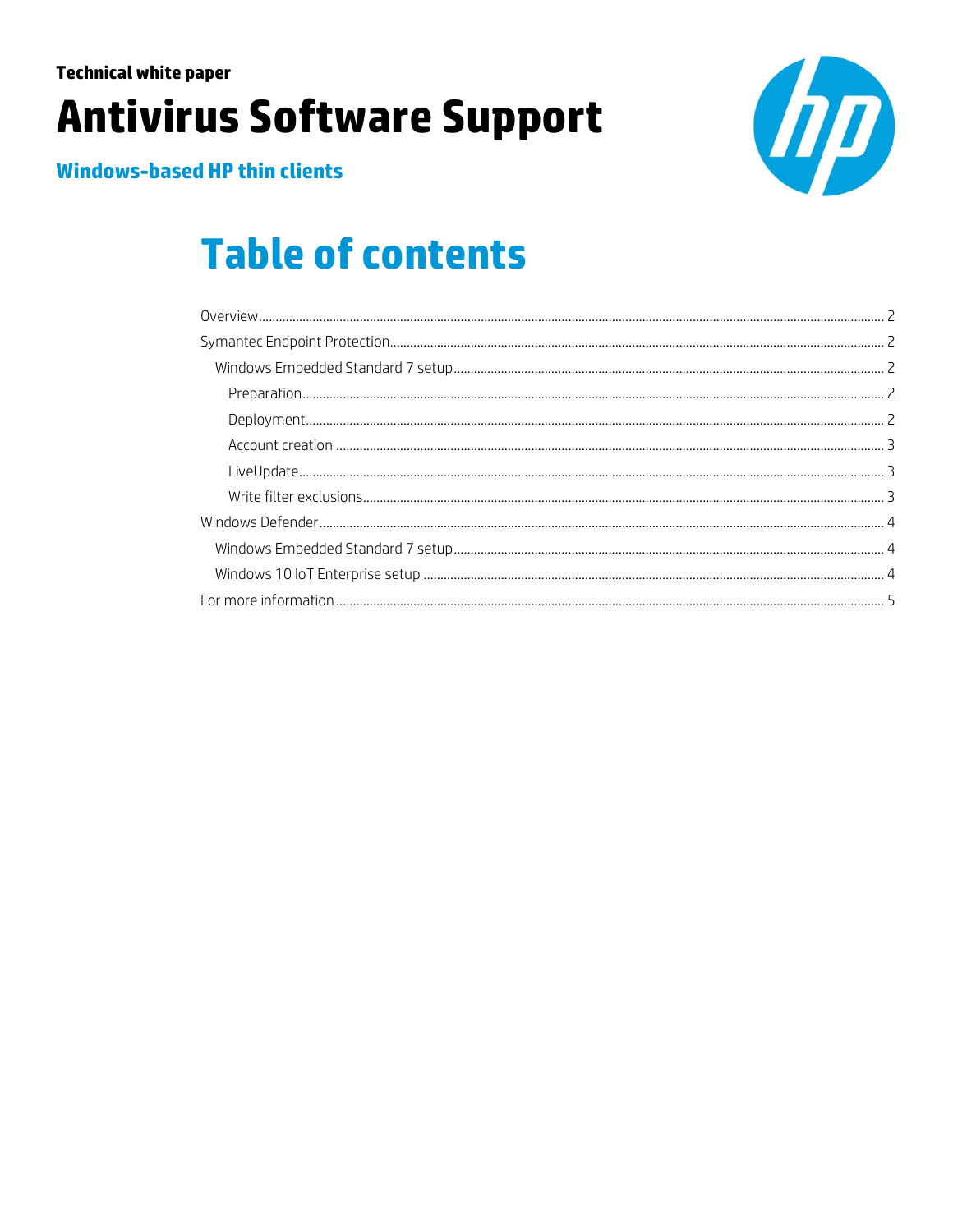**Technical white paper**

# Antivirus Software Support

**Windows-based HP thin clients**

## Table of contents

- Overview ... 2
- Symantec Endpoint Protection ... 2
  - Windows Embedded Standard 7 setup ... 2
    - Preparation ... 2
    - Deployment ... 2
    - Account creation ... 3
    - LiveUpdate ... 3
    - Write filter exclusions ... 3
- Windows Defender ... 4
  - Windows Embedded Standard 7 setup ... 4
  - Windows 10 IoT Enterprise setup ... 4
- For more information ... 5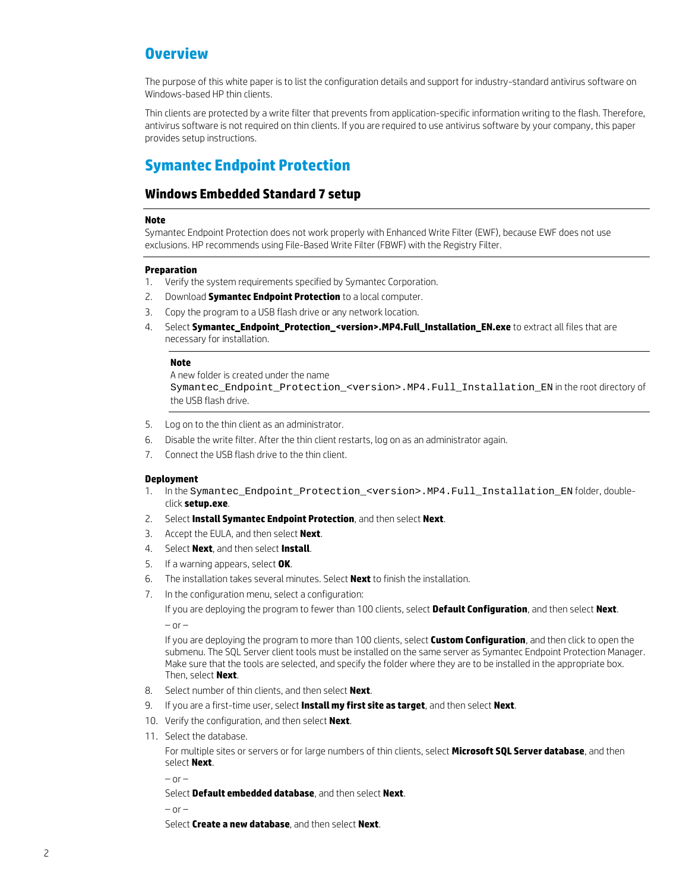## Overview

The purpose of this white paper is to list the configuration details and support for industry-standard antivirus software on Windows-based HP thin clients.

Thin clients are protected by a write filter that prevents from application-specific information writing to the flash. Therefore, antivirus software is not required on thin clients. If you are required to use antivirus software by your company, this paper provides setup instructions.

## Symantec Endpoint Protection

### Windows Embedded Standard 7 setup

**Note**
Symantec Endpoint Protection does not work properly with Enhanced Write Filter (EWF), because EWF does not use exclusions. HP recommends using File-Based Write Filter (FBWF) with the Registry Filter.

**Preparation**

1. Verify the system requirements specified by Symantec Corporation.
2. Download **Symantec Endpoint Protection** to a local computer.
3. Copy the program to a USB flash drive or any network location.
4. Select **Symantec_Endpoint_Protection_<version>.MP4.Full_Installation_EN.exe** to extract all files that are necessary for installation.

   **Note**
   A new folder is created under the name `Symantec_Endpoint_Protection_<version>.MP4.Full_Installation_EN` in the root directory of the USB flash drive.

5. Log on to the thin client as an administrator.
6. Disable the write filter. After the thin client restarts, log on as an administrator again.
7. Connect the USB flash drive to the thin client.

**Deployment**

1. In the `Symantec_Endpoint_Protection_<version>.MP4.Full_Installation_EN` folder, double-click **setup.exe**.
2. Select **Install Symantec Endpoint Protection**, and then select **Next**.
3. Accept the EULA, and then select **Next**.
4. Select **Next**, and then select **Install**.
5. If a warning appears, select **OK**.
6. The installation takes several minutes. Select **Next** to finish the installation.
7. In the configuration menu, select a configuration:

   If you are deploying the program to fewer than 100 clients, select **Default Configuration**, and then select **Next**.

   – or –

   If you are deploying the program to more than 100 clients, select **Custom Configuration**, and then click to open the submenu. The SQL Server client tools must be installed on the same server as Symantec Endpoint Protection Manager. Make sure that the tools are selected, and specify the folder where they are to be installed in the appropriate box. Then, select **Next**.

8. Select number of thin clients, and then select **Next**.
9. If you are a first-time user, select **Install my first site as target**, and then select **Next**.
10. Verify the configuration, and then select **Next**.
11. Select the database.

    For multiple sites or servers or for large numbers of thin clients, select **Microsoft SQL Server database**, and then select **Next**.

    – or –

    Select **Default embedded database**, and then select **Next**.

    – or –

    Select **Create a new database**, and then select **Next**.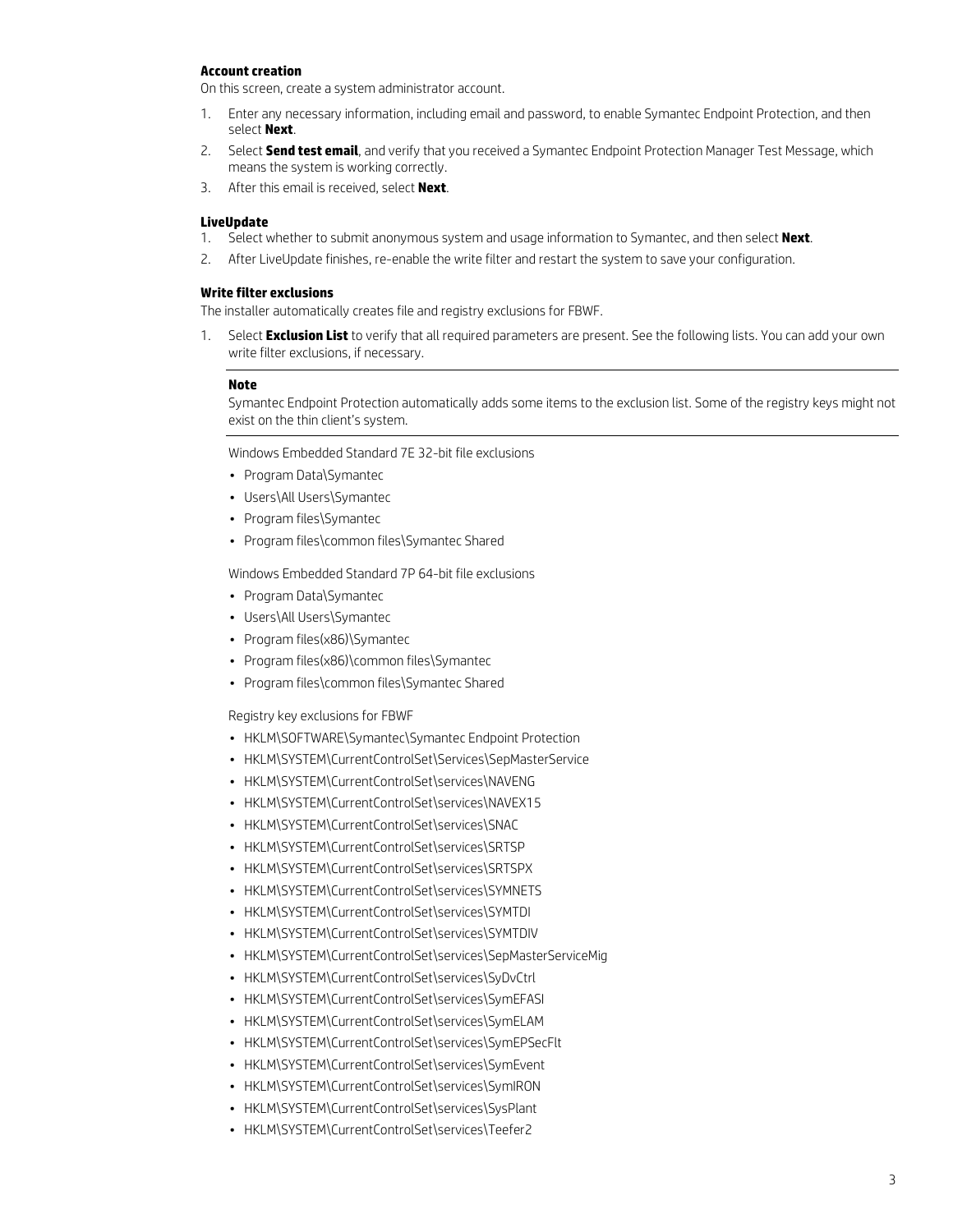**Account creation**

On this screen, create a system administrator account.

1. Enter any necessary information, including email and password, to enable Symantec Endpoint Protection, and then select **Next**.
2. Select **Send test email**, and verify that you received a Symantec Endpoint Protection Manager Test Message, which means the system is working correctly.
3. After this email is received, select **Next**.

**LiveUpdate**

1. Select whether to submit anonymous system and usage information to Symantec, and then select **Next**.
2. After LiveUpdate finishes, re-enable the write filter and restart the system to save your configuration.

**Write filter exclusions**

The installer automatically creates file and registry exclusions for FBWF.

1. Select **Exclusion List** to verify that all required parameters are present. See the following lists. You can add your own write filter exclusions, if necessary.

   ---

   **Note**

   Symantec Endpoint Protection automatically adds some items to the exclusion list. Some of the registry keys might not exist on the thin client's system.

   ---

   Windows Embedded Standard 7E 32-bit file exclusions

   - Program Data\Symantec
   - Users\All Users\Symantec
   - Program files\Symantec
   - Program files\common files\Symantec Shared

   Windows Embedded Standard 7P 64-bit file exclusions

   - Program Data\Symantec
   - Users\All Users\Symantec
   - Program files(x86)\Symantec
   - Program files(x86)\common files\Symantec
   - Program files\common files\Symantec Shared

   Registry key exclusions for FBWF

   - HKLM\SOFTWARE\Symantec\Symantec Endpoint Protection
   - HKLM\SYSTEM\CurrentControlSet\Services\SepMasterService
   - HKLM\SYSTEM\CurrentControlSet\services\NAVENG
   - HKLM\SYSTEM\CurrentControlSet\services\NAVEX15
   - HKLM\SYSTEM\CurrentControlSet\services\SNAC
   - HKLM\SYSTEM\CurrentControlSet\services\SRTSP
   - HKLM\SYSTEM\CurrentControlSet\services\SRTSPX
   - HKLM\SYSTEM\CurrentControlSet\services\SYMNETS
   - HKLM\SYSTEM\CurrentControlSet\services\SYMTDI
   - HKLM\SYSTEM\CurrentControlSet\services\SYMTDIV
   - HKLM\SYSTEM\CurrentControlSet\services\SepMasterServiceMig
   - HKLM\SYSTEM\CurrentControlSet\services\SyDvCtrl
   - HKLM\SYSTEM\CurrentControlSet\services\SymEFASI
   - HKLM\SYSTEM\CurrentControlSet\services\SymELAM
   - HKLM\SYSTEM\CurrentControlSet\services\SymEPSecFlt
   - HKLM\SYSTEM\CurrentControlSet\services\SymEvent
   - HKLM\SYSTEM\CurrentControlSet\services\SymIRON
   - HKLM\SYSTEM\CurrentControlSet\services\SysPlant
   - HKLM\SYSTEM\CurrentControlSet\services\Teefer2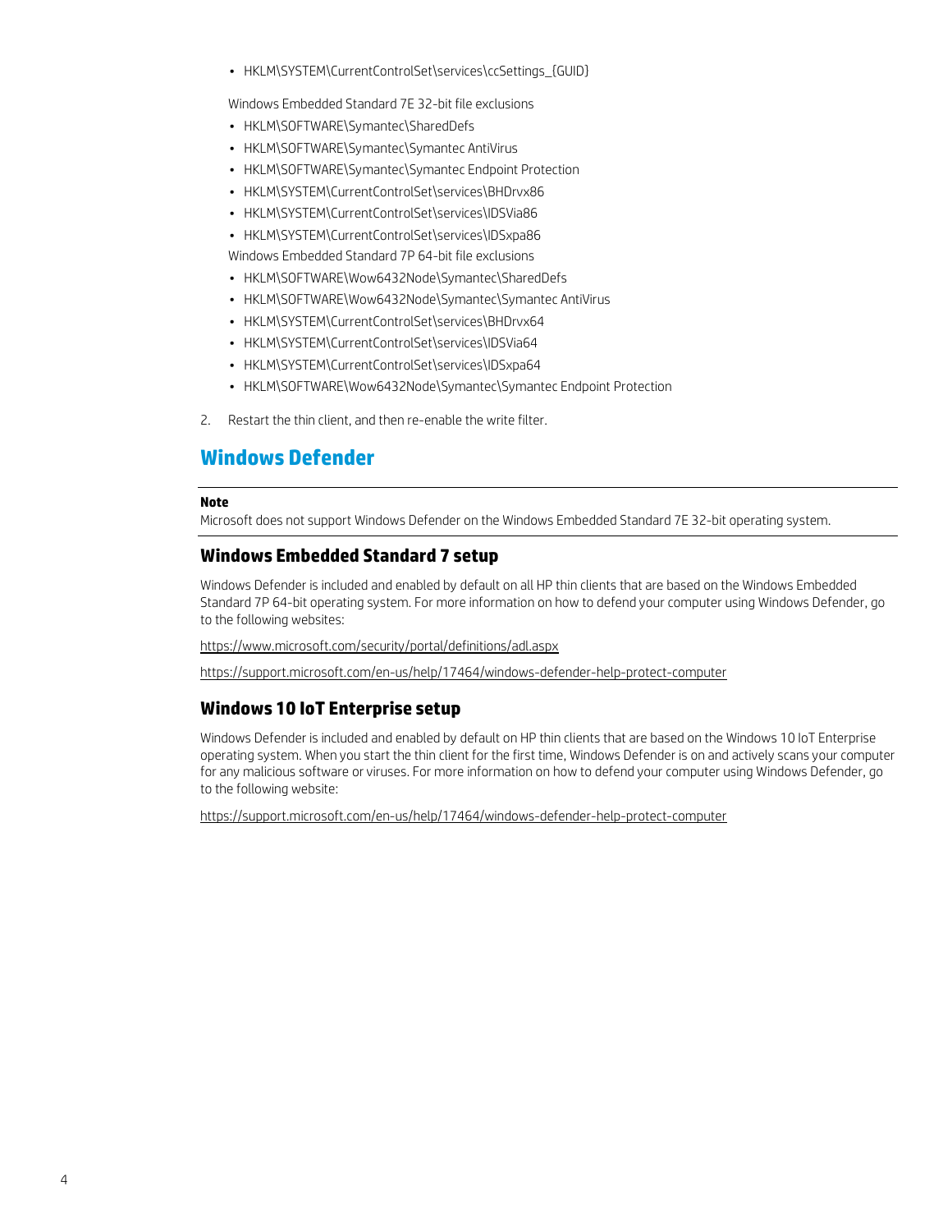- HKLM\SYSTEM\CurrentControlSet\services\ccSettings_{GUID}

  Windows Embedded Standard 7E 32-bit file exclusions

  - HKLM\SOFTWARE\Symantec\SharedDefs
  - HKLM\SOFTWARE\Symantec\Symantec AntiVirus
  - HKLM\SOFTWARE\Symantec\Symantec Endpoint Protection
  - HKLM\SYSTEM\CurrentControlSet\services\BHDrvx86
  - HKLM\SYSTEM\CurrentControlSet\services\IDSVia86
  - HKLM\SYSTEM\CurrentControlSet\services\IDSxpa86

  Windows Embedded Standard 7P 64-bit file exclusions

  - HKLM\SOFTWARE\Wow6432Node\Symantec\SharedDefs
  - HKLM\SOFTWARE\Wow6432Node\Symantec\Symantec AntiVirus
  - HKLM\SYSTEM\CurrentControlSet\services\BHDrvx64
  - HKLM\SYSTEM\CurrentControlSet\services\IDSVia64
  - HKLM\SYSTEM\CurrentControlSet\services\IDSxpa64
  - HKLM\SOFTWARE\Wow6432Node\Symantec\Symantec Endpoint Protection

2. Restart the thin client, and then re-enable the write filter.

## Windows Defender

**Note**

Microsoft does not support Windows Defender on the Windows Embedded Standard 7E 32-bit operating system.

### Windows Embedded Standard 7 setup

Windows Defender is included and enabled by default on all HP thin clients that are based on the Windows Embedded Standard 7P 64-bit operating system. For more information on how to defend your computer using Windows Defender, go to the following websites:

https://www.microsoft.com/security/portal/definitions/adl.aspx

https://support.microsoft.com/en-us/help/17464/windows-defender-help-protect-computer

### Windows 10 IoT Enterprise setup

Windows Defender is included and enabled by default on HP thin clients that are based on the Windows 10 IoT Enterprise operating system. When you start the thin client for the first time, Windows Defender is on and actively scans your computer for any malicious software or viruses. For more information on how to defend your computer using Windows Defender, go to the following website:

https://support.microsoft.com/en-us/help/17464/windows-defender-help-protect-computer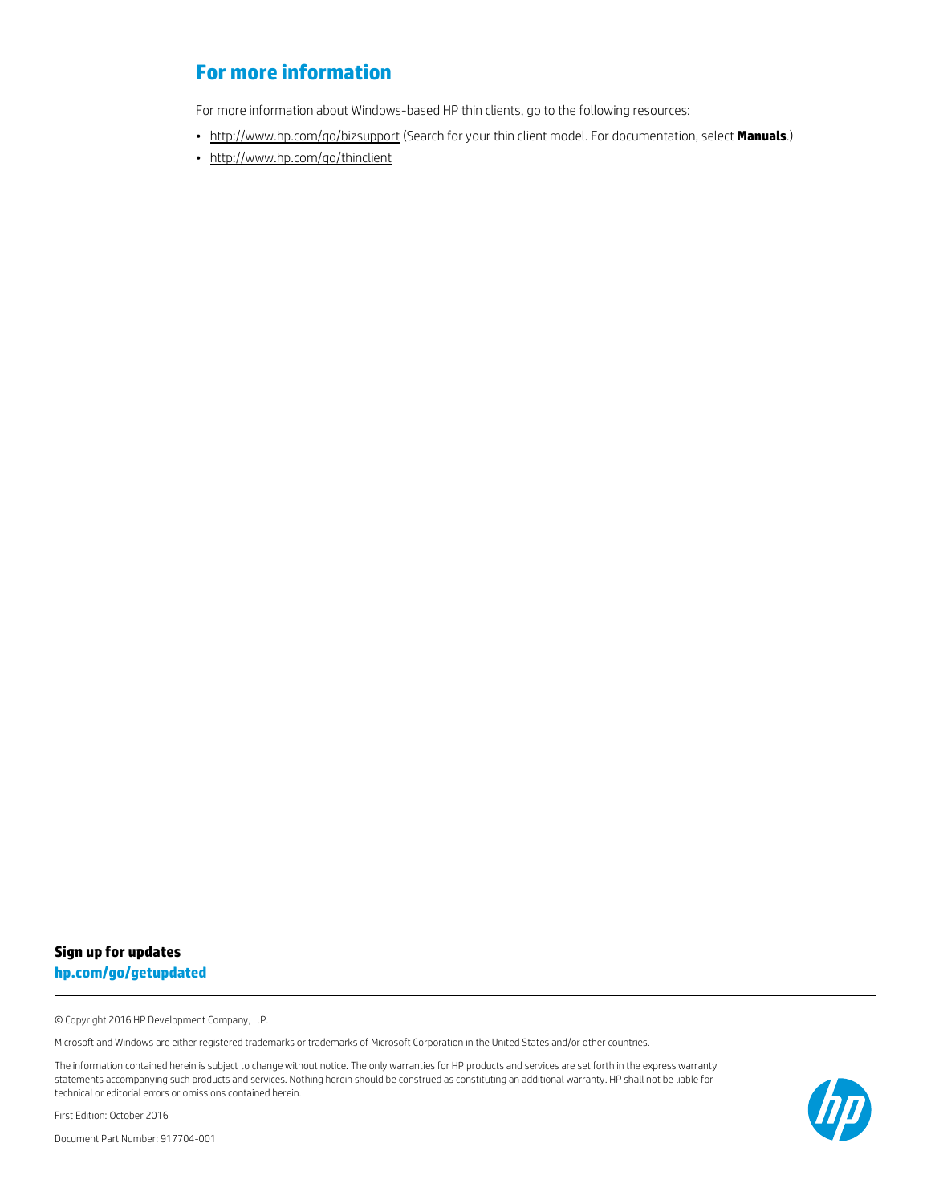## For more information

For more information about Windows-based HP thin clients, go to the following resources:

- http://www.hp.com/go/bizsupport (Search for your thin client model. For documentation, select **Manuals**.)
- http://www.hp.com/go/thinclient

**Sign up for updates**
**hp.com/go/getupdated**

---

© Copyright 2016 HP Development Company, L.P.

Microsoft and Windows are either registered trademarks or trademarks of Microsoft Corporation in the United States and/or other countries.

The information contained herein is subject to change without notice. The only warranties for HP products and services are set forth in the express warranty statements accompanying such products and services. Nothing herein should be construed as constituting an additional warranty. HP shall not be liable for technical or editorial errors or omissions contained herein.

First Edition: October 2016

Document Part Number: 917704-001